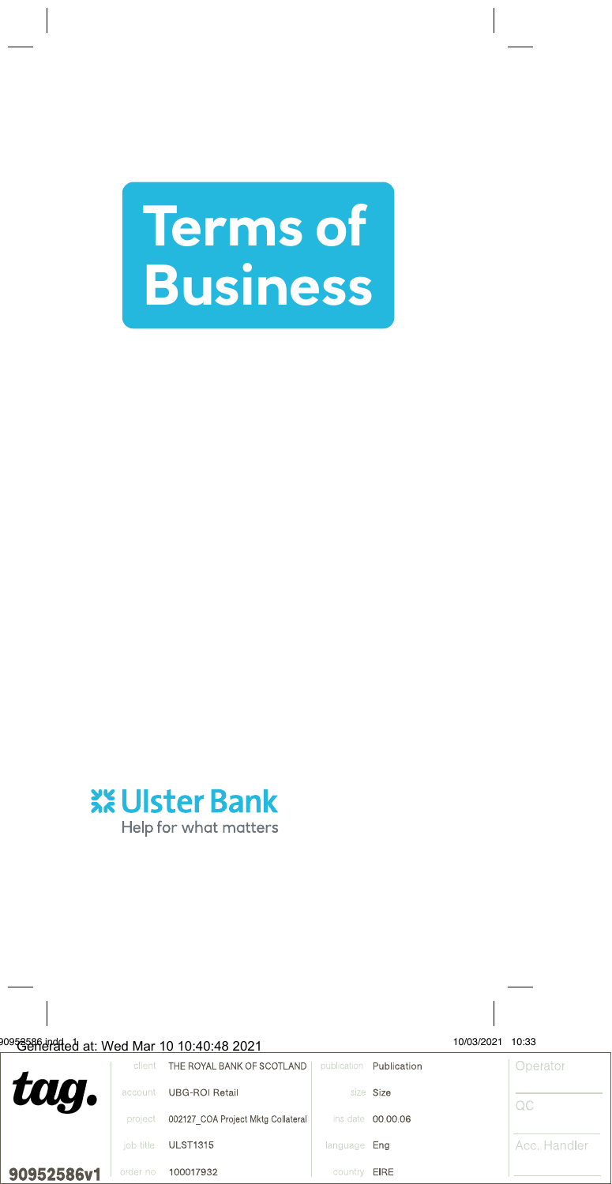# Terms of Business

Ulster Bank

Help for what matters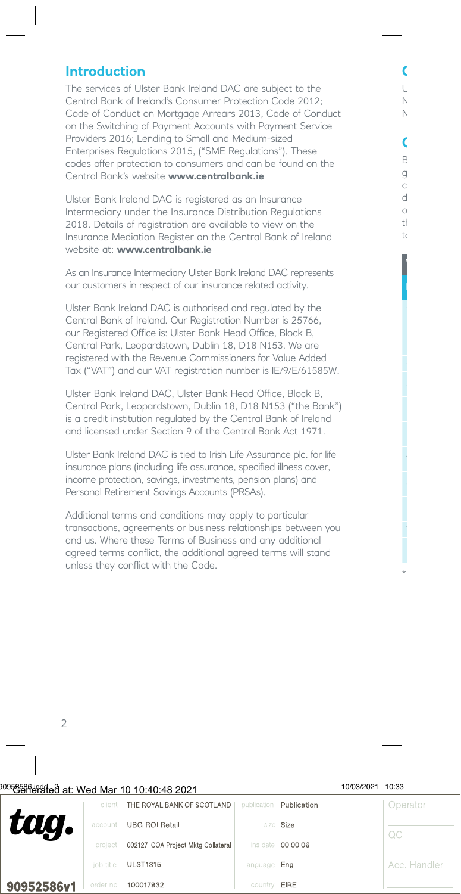## Introduction

The services of Ulster Bank Ireland DAC are subject to the Central Bank of Ireland's Consumer Protection Code 2012; Code of Conduct on Mortgage Arrears 2013, Code of Conduct on the Switching of Payment Accounts with Payment Service Providers 2016; Lending to Small and Medium-sized Enterprises Regulations 2015, ("SME Regulations"). These codes offer protection to consumers and can be found on the Central Bank's website **www.centralbank.ie**

Ulster Bank Ireland DAC is registered as an Insurance Intermediary under the Insurance Distribution Regulations 2018. Details of registration are available to view on the Insurance Mediation Register on the Central Bank of Ireland website at: **www.centralbank.ie**

As an Insurance Intermediary Ulster Bank Ireland DAC represents our customers in respect of our insurance related activity.

Ulster Bank Ireland DAC is authorised and regulated by the Central Bank of Ireland. Our Registration Number is 25766, our Registered Office is: Ulster Bank Head Office, Block B, Central Park, Leopardstown, Dublin 18, D18 N153. We are registered with the Revenue Commissioners for Value Added Tax ("VAT") and our VAT registration number is IE/9/E/61585W.

Ulster Bank Ireland DAC, Ulster Bank Head Office, Block B, Central Park, Leopardstown, Dublin 18, D18 N153 ("the Bank") is a credit institution regulated by the Central Bank of Ireland and licensed under Section 9 of the Central Bank Act 1971.

Ulster Bank Ireland DAC is tied to Irish Life Assurance plc. for life insurance plans (including life assurance, specified illness cover, income protection, savings, investments, pension plans) and Personal Retirement Savings Accounts (PRSAs).

Additional terms and conditions may apply to particular transactions, agreements or business relationships between you and us. Where these Terms of Business and any additional agreed terms conflict, the additional agreed terms will stand unless they conflict with the Code.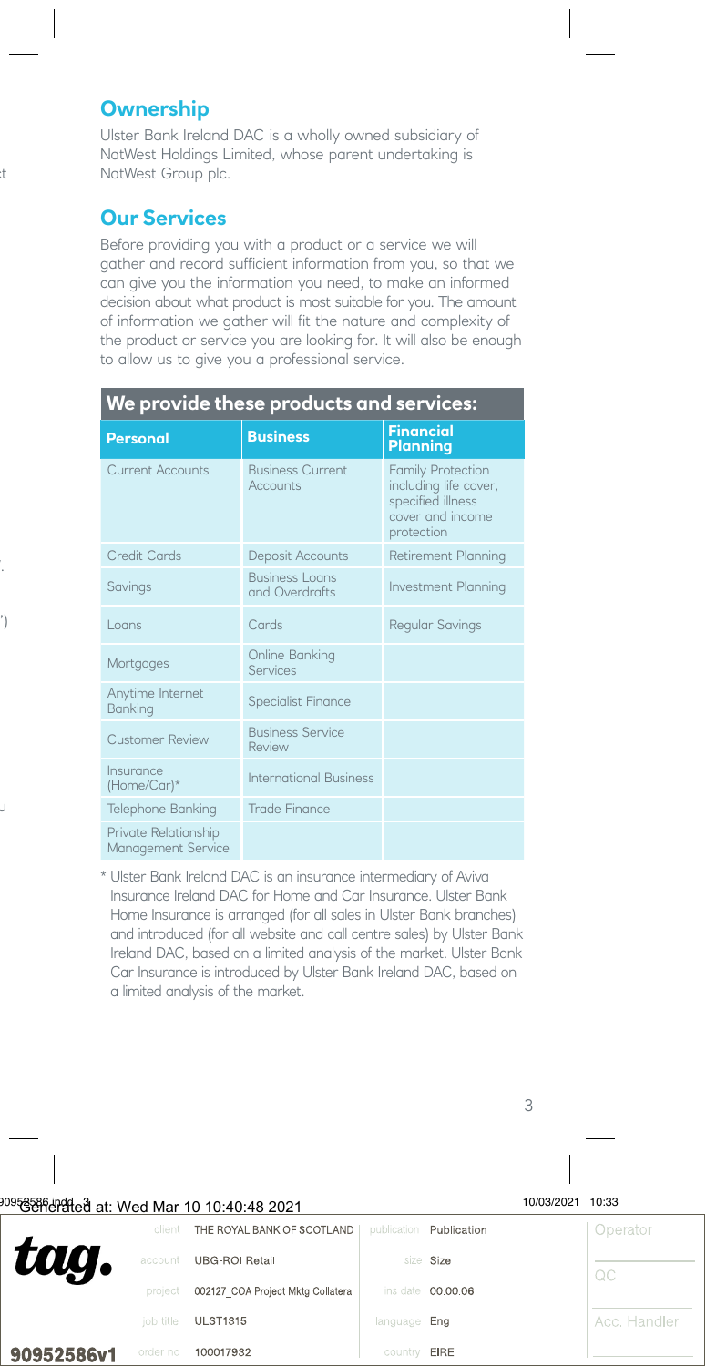## Ownership

Ulster Bank Ireland DAC is a wholly owned subsidiary of NatWest Holdings Limited, whose parent undertaking is NatWest Group plc.

## Our Services

Before providing you with a product or a service we will gather and record sufficient information from you, so that we can give you the information you need, to make an informed decision about what product is most suitable for you. The amount of information we gather will fit the nature and complexity of the product or service you are looking for. It will also be enough to allow us to give you a professional service.

**We provide these products and services:**

| Personal | Business | Financial Planning |
|---|---|---|
| Current Accounts | Business Current Accounts | Family Protection including life cover, specified illness cover and income protection |
| Credit Cards | Deposit Accounts | Retirement Planning |
| Savings | Business Loans and Overdrafts | Investment Planning |
| Loans | Cards | Regular Savings |
| Mortgages | Online Banking Services | |
| Anytime Internet Banking | Specialist Finance | |
| Customer Review | Business Service Review | |
| Insurance (Home/Car)* | International Business | |
| Telephone Banking | Trade Finance | |
| Private Relationship Management Service | | |

\* Ulster Bank Ireland DAC is an insurance intermediary of Aviva Insurance Ireland DAC for Home and Car Insurance. Ulster Bank Home Insurance is arranged (for all sales in Ulster Bank branches) and introduced (for all website and call centre sales) by Ulster Bank Ireland DAC, based on a limited analysis of the market. Ulster Bank Car Insurance is introduced by Ulster Bank Ireland DAC, based on a limited analysis of the market.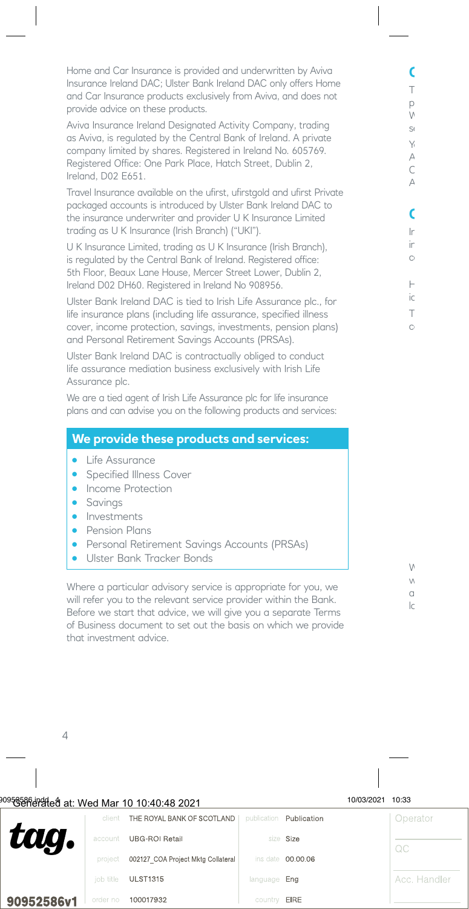Home and Car Insurance is provided and underwritten by Aviva Insurance Ireland DAC; Ulster Bank Ireland DAC only offers Home and Car Insurance products exclusively from Aviva, and does not provide advice on these products.

Aviva Insurance Ireland Designated Activity Company, trading as Aviva, is regulated by the Central Bank of Ireland. A private company limited by shares. Registered in Ireland No. 605769. Registered Office: One Park Place, Hatch Street, Dublin 2, Ireland, D02 E651.

Travel Insurance available on the ufirst, ufirstgold and ufirst Private packaged accounts is introduced by Ulster Bank Ireland DAC to the insurance underwriter and provider U K Insurance Limited trading as U K Insurance (Irish Branch) ("UKI").

U K Insurance Limited, trading as U K Insurance (Irish Branch), is regulated by the Central Bank of Ireland. Registered office: 5th Floor, Beaux Lane House, Mercer Street Lower, Dublin 2, Ireland D02 DH60. Registered in Ireland No 908956.

Ulster Bank Ireland DAC is tied to Irish Life Assurance plc., for life insurance plans (including life assurance, specified illness cover, income protection, savings, investments, pension plans) and Personal Retirement Savings Accounts (PRSAs).

Ulster Bank Ireland DAC is contractually obliged to conduct life assurance mediation business exclusively with Irish Life Assurance plc.

We are a tied agent of Irish Life Assurance plc for life insurance plans and can advise you on the following products and services:

## We provide these products and services:

- Life Assurance
- Specified Illness Cover
- Income Protection
- Savings
- Investments
- Pension Plans
- Personal Retirement Savings Accounts (PRSAs)
- Ulster Bank Tracker Bonds

Where a particular advisory service is appropriate for you, we will refer you to the relevant service provider within the Bank. Before we start that advice, we will give you a separate Terms of Business document to set out the basis on which we provide that investment advice.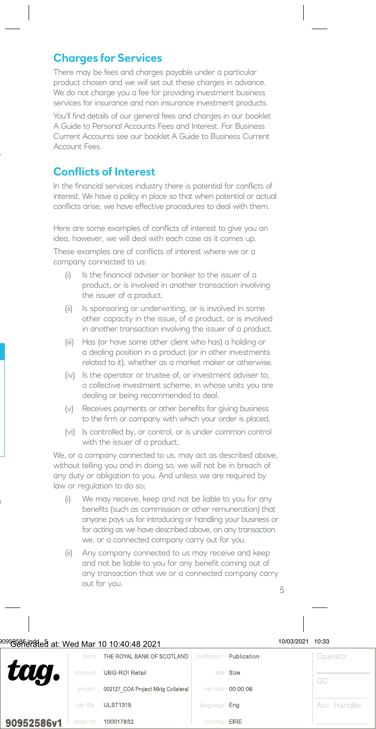## Charges for Services

There may be fees and charges payable under a particular product chosen and we will set out these charges in advance. We do not charge you a fee for providing investment business services for insurance and non insurance investment products.

You'll find details of our general fees and charges in our booklet A Guide to Personal Accounts Fees and Interest. For Business Current Accounts see our booklet A Guide to Business Current Account Fees.

## Conflicts of Interest

In the financial services industry there is potential for conflicts of interest. We have a policy in place so that when potential or actual conflicts arise, we have effective procedures to deal with them.

Here are some examples of conflicts of interest to give you an idea, however, we will deal with each case as it comes up.

These examples are of conflicts of interest where we or a company connected to us:

(i) Is the financial adviser or banker to the issuer of a product, or is involved in another transaction involving the issuer of a product.

(ii) Is sponsoring or underwriting, or is involved in some other capacity in the issue, of a product, or is involved in another transaction involving the issuer of a product.

(iii) Has (or have some other client who has) a holding or a dealing position in a product (or in other investments related to it), whether as a market maker or otherwise.

(iv) Is the operator or trustee of, or investment adviser to, a collective investment scheme, in whose units you are dealing or being recommended to deal.

(v) Receives payments or other benefits for giving business to the firm or company with which your order is placed.

(vi) Is controlled by, or control, or is under common control with the issuer of a product.

We, or a company connected to us, may act as described above, without telling you and in doing so, we will not be in breach of any duty or obligation to you. And unless we are required by law or regulation to do so;

(i) We may receive, keep and not be liable to you for any benefits (such as commission or other remuneration) that anyone pays us for introducing or handling your business or for acting as we have described above, on any transaction we, or a connected company carry out for you.

(ii) Any company connected to us may receive and keep and not be liable to you for any benefit coming out of any transaction that we or a connected company carry out for you.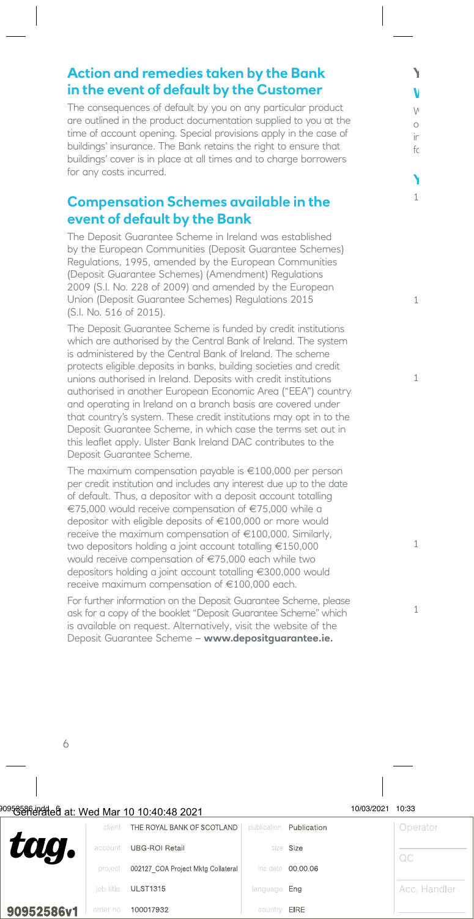## Action and remedies taken by the Bank in the event of default by the Customer

The consequences of default by you on any particular product are outlined in the product documentation supplied to you at the time of account opening. Special provisions apply in the case of buildings' insurance. The Bank retains the right to ensure that buildings' cover is in place at all times and to charge borrowers for any costs incurred.

## Compensation Schemes available in the event of default by the Bank

The Deposit Guarantee Scheme in Ireland was established by the European Communities (Deposit Guarantee Schemes) Regulations, 1995, amended by the European Communities (Deposit Guarantee Schemes) (Amendment) Regulations 2009 (S.I. No. 228 of 2009) and amended by the European Union (Deposit Guarantee Schemes) Regulations 2015 (S.I. No. 516 of 2015).

The Deposit Guarantee Scheme is funded by credit institutions which are authorised by the Central Bank of Ireland. The system is administered by the Central Bank of Ireland. The scheme protects eligible deposits in banks, building societies and credit unions authorised in Ireland. Deposits with credit institutions authorised in another European Economic Area ("EEA") country and operating in Ireland on a branch basis are covered under that country's system. These credit institutions may opt in to the Deposit Guarantee Scheme, in which case the terms set out in this leaflet apply. Ulster Bank Ireland DAC contributes to the Deposit Guarantee Scheme.

The maximum compensation payable is €100,000 per person per credit institution and includes any interest due up to the date of default. Thus, a depositor with a deposit account totalling €75,000 would receive compensation of €75,000 while a depositor with eligible deposits of €100,000 or more would receive the maximum compensation of €100,000. Similarly, two depositors holding a joint account totalling €150,000 would receive compensation of €75,000 each while two depositors holding a joint account totalling €300,000 would receive maximum compensation of €100,000 each.

For further information on the Deposit Guarantee Scheme, please ask for a copy of the booklet "Deposit Guarantee Scheme" which is available on request. Alternatively, visit the website of the Deposit Guarantee Scheme – **www.depositguarantee.ie.**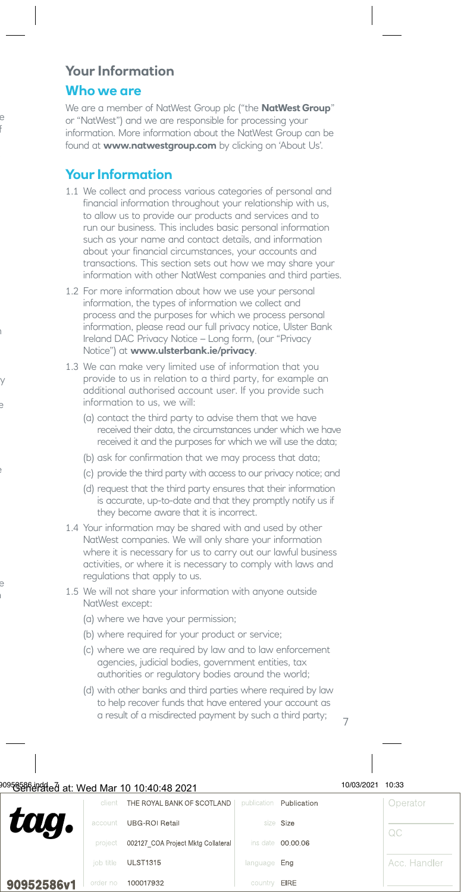# Your Information

## Who we are

We are a member of NatWest Group plc ("the **NatWest Group**" or "NatWest") and we are responsible for processing your information. More information about the NatWest Group can be found at **www.natwestgroup.com** by clicking on 'About Us'.

## Your Information

1.1 We collect and process various categories of personal and financial information throughout your relationship with us, to allow us to provide our products and services and to run our business. This includes basic personal information such as your name and contact details, and information about your financial circumstances, your accounts and transactions. This section sets out how we may share your information with other NatWest companies and third parties.

1.2 For more information about how we use your personal information, the types of information we collect and process and the purposes for which we process personal information, please read our full privacy notice, Ulster Bank Ireland DAC Privacy Notice – Long form, (our "Privacy Notice") at **www.ulsterbank.ie/privacy**.

1.3 We can make very limited use of information that you provide to us in relation to a third party, for example an additional authorised account user. If you provide such information to us, we will:

- (a) contact the third party to advise them that we have received their data, the circumstances under which we have received it and the purposes for which we will use the data;
- (b) ask for confirmation that we may process that data;
- (c) provide the third party with access to our privacy notice; and
- (d) request that the third party ensures that their information is accurate, up-to-date and that they promptly notify us if they become aware that it is incorrect.

1.4 Your information may be shared with and used by other NatWest companies. We will only share your information where it is necessary for us to carry out our lawful business activities, or where it is necessary to comply with laws and regulations that apply to us.

1.5 We will not share your information with anyone outside NatWest except:

- (a) where we have your permission;
- (b) where required for your product or service;
- (c) where we are required by law and to law enforcement agencies, judicial bodies, government entities, tax authorities or regulatory bodies around the world;
- (d) with other banks and third parties where required by law to help recover funds that have entered your account as a result of a misdirected payment by such a third party;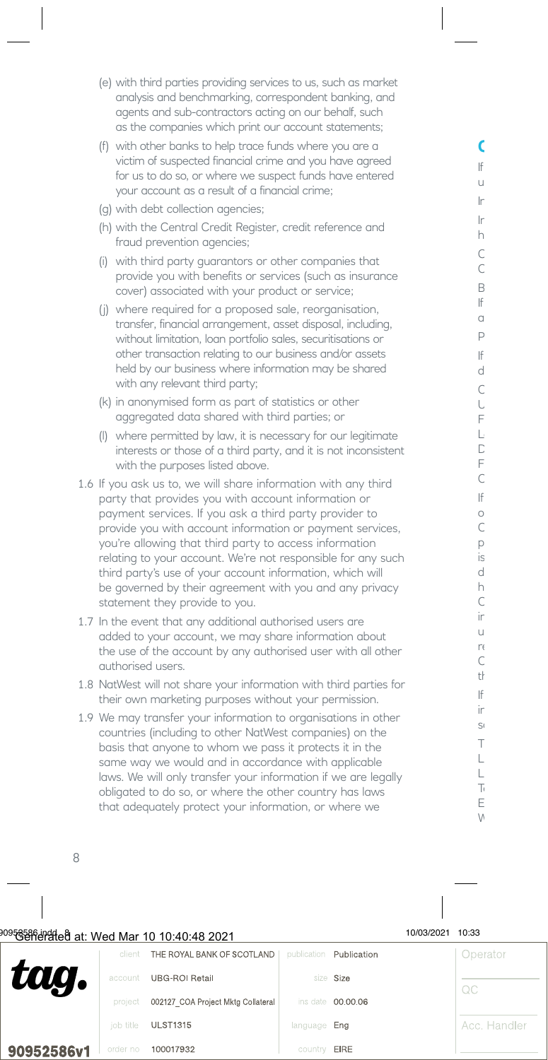(e) with third parties providing services to us, such as market analysis and benchmarking, correspondent banking, and agents and sub-contractors acting on our behalf, such as the companies which print our account statements;

(f) with other banks to help trace funds where you are a victim of suspected financial crime and you have agreed for us to do so, or where we suspect funds have entered your account as a result of a financial crime;

(g) with debt collection agencies;

(h) with the Central Credit Register, credit reference and fraud prevention agencies;

(i) with third party guarantors or other companies that provide you with benefits or services (such as insurance cover) associated with your product or service;

(j) where required for a proposed sale, reorganisation, transfer, financial arrangement, asset disposal, including, without limitation, loan portfolio sales, securitisations or other transaction relating to our business and/or assets held by our business where information may be shared with any relevant third party;

(k) in anonymised form as part of statistics or other aggregated data shared with third parties; or

(l) where permitted by law, it is necessary for our legitimate interests or those of a third party, and it is not inconsistent with the purposes listed above.

1.6 If you ask us to, we will share information with any third party that provides you with account information or payment services. If you ask a third party provider to provide you with account information or payment services, you're allowing that third party to access information relating to your account. We're not responsible for any such third party's use of your account information, which will be governed by their agreement with you and any privacy statement they provide to you.

1.7 In the event that any additional authorised users are added to your account, we may share information about the use of the account by any authorised user with all other authorised users.

1.8 NatWest will not share your information with third parties for their own marketing purposes without your permission.

1.9 We may transfer your information to organisations in other countries (including to other NatWest companies) on the basis that anyone to whom we pass it protects it in the same way we would and in accordance with applicable laws. We will only transfer your information if we are legally obligated to do so, or where the other country has laws that adequately protect your information, or where we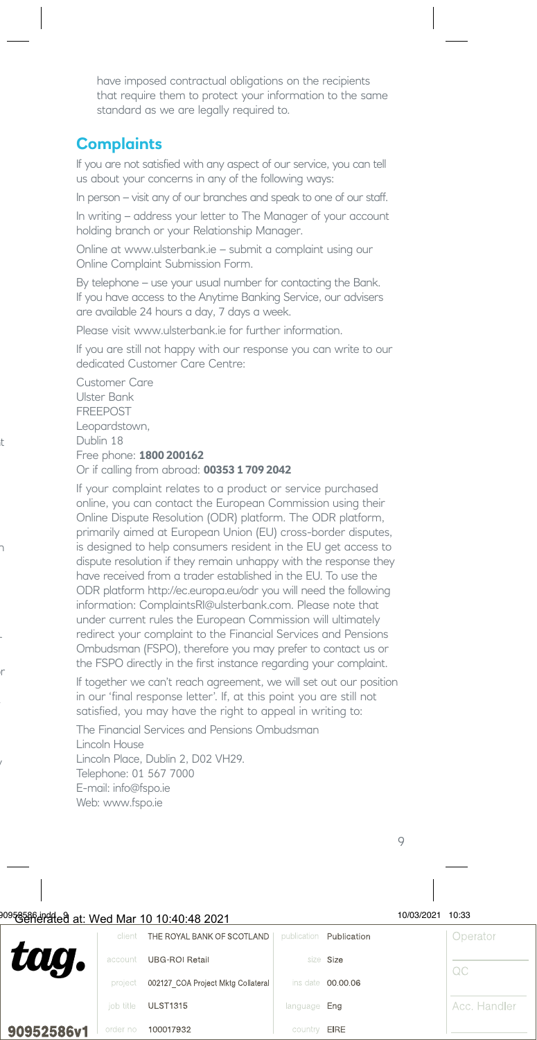have imposed contractual obligations on the recipients that require them to protect your information to the same standard as we are legally required to.

## Complaints

If you are not satisfied with any aspect of our service, you can tell us about your concerns in any of the following ways:

In person – visit any of our branches and speak to one of our staff.

In writing – address your letter to The Manager of your account holding branch or your Relationship Manager.

Online at www.ulsterbank.ie – submit a complaint using our Online Complaint Submission Form.

By telephone – use your usual number for contacting the Bank. If you have access to the Anytime Banking Service, our advisers are available 24 hours a day, 7 days a week.

Please visit www.ulsterbank.ie for further information.

If you are still not happy with our response you can write to our dedicated Customer Care Centre:

Customer Care
Ulster Bank
FREEPOST
Leopardstown,
Dublin 18
Free phone: **1800 200162**
Or if calling from abroad: **00353 1 709 2042**

If your complaint relates to a product or service purchased online, you can contact the European Commission using their Online Dispute Resolution (ODR) platform. The ODR platform, primarily aimed at European Union (EU) cross-border disputes, is designed to help consumers resident in the EU get access to dispute resolution if they remain unhappy with the response they have received from a trader established in the EU. To use the ODR platform http://ec.europa.eu/odr you will need the following information: ComplaintsRI@ulsterbank.com. Please note that under current rules the European Commission will ultimately redirect your complaint to the Financial Services and Pensions Ombudsman (FSPO), therefore you may prefer to contact us or the FSPO directly in the first instance regarding your complaint.

If together we can't reach agreement, we will set out our position in our 'final response letter'. If, at this point you are still not satisfied, you may have the right to appeal in writing to:

The Financial Services and Pensions Ombudsman
Lincoln House
Lincoln Place, Dublin 2, D02 VH29.
Telephone: 01 567 7000
E-mail: info@fspo.ie
Web: www.fspo.ie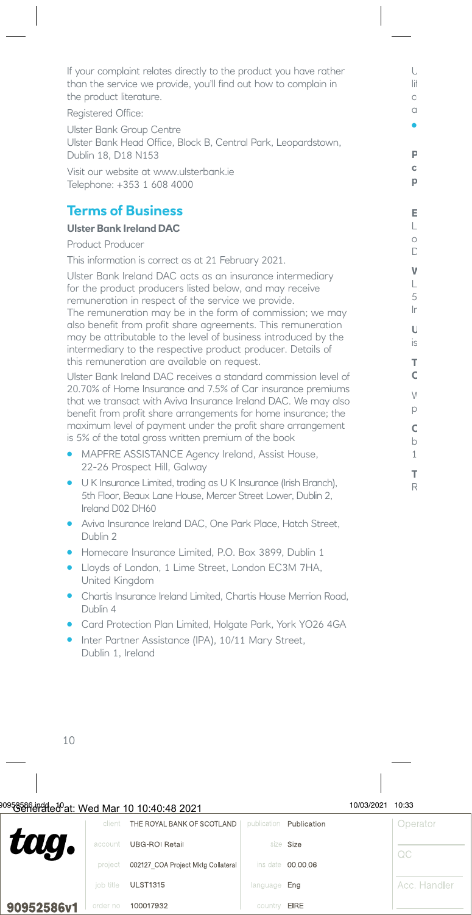If your complaint relates directly to the product you have rather than the service we provide, you'll find out how to complain in the product literature.

Registered Office:

Ulster Bank Group Centre
Ulster Bank Head Office, Block B, Central Park, Leopardstown, Dublin 18, D18 N153

Visit our website at www.ulsterbank.ie
Telephone: +353 1 608 4000

## Terms of Business

### Ulster Bank Ireland DAC

Product Producer

This information is correct as at 21 February 2021.

Ulster Bank Ireland DAC acts as an insurance intermediary for the product producers listed below, and may receive remuneration in respect of the service we provide.
The remuneration may be in the form of commission; we may also benefit from profit share agreements. This remuneration may be attributable to the level of business introduced by the intermediary to the respective product producer. Details of this remuneration are available on request.

Ulster Bank Ireland DAC receives a standard commission level of 20.70% of Home Insurance and 7.5% of Car insurance premiums that we transact with Aviva Insurance Ireland DAC. We may also benefit from profit share arrangements for home insurance; the maximum level of payment under the profit share arrangement is 5% of the total gross written premium of the book

- MAPFRE ASSISTANCE Agency Ireland, Assist House, 22-26 Prospect Hill, Galway
- U K Insurance Limited, trading as U K Insurance (Irish Branch), 5th Floor, Beaux Lane House, Mercer Street Lower, Dublin 2, Ireland D02 DH60
- Aviva Insurance Ireland DAC, One Park Place, Hatch Street, Dublin 2
- Homecare Insurance Limited, P.O. Box 3899, Dublin 1
- Lloyds of London, 1 Lime Street, London EC3M 7HA, United Kingdom
- Chartis Insurance Ireland Limited, Chartis House Merrion Road, Dublin 4
- Card Protection Plan Limited, Holgate Park, York YO26 4GA
- Inter Partner Assistance (IPA), 10/11 Mary Street, Dublin 1, Ireland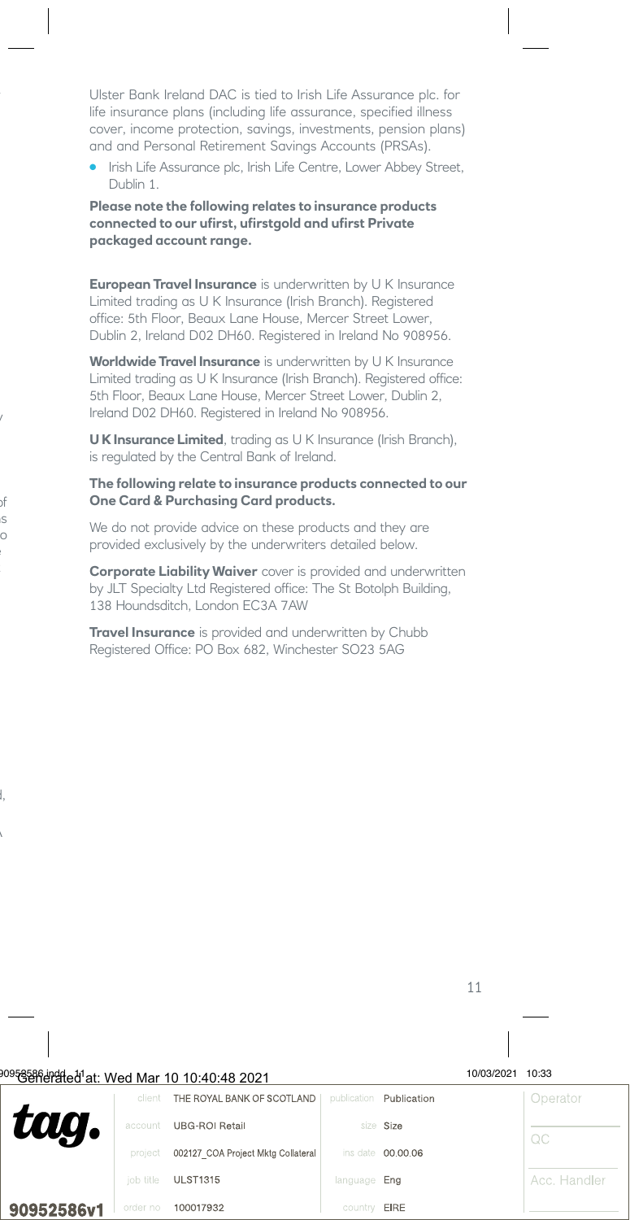Ulster Bank Ireland DAC is tied to Irish Life Assurance plc. for life insurance plans (including life assurance, specified illness cover, income protection, savings, investments, pension plans) and and Personal Retirement Savings Accounts (PRSAs).

- Irish Life Assurance plc, Irish Life Centre, Lower Abbey Street, Dublin 1.

**Please note the following relates to insurance products connected to our ufirst, ufirstgold and ufirst Private packaged account range.**

**European Travel Insurance** is underwritten by U K Insurance Limited trading as U K Insurance (Irish Branch). Registered office: 5th Floor, Beaux Lane House, Mercer Street Lower, Dublin 2, Ireland D02 DH60. Registered in Ireland No 908956.

**Worldwide Travel Insurance** is underwritten by U K Insurance Limited trading as U K Insurance (Irish Branch). Registered office: 5th Floor, Beaux Lane House, Mercer Street Lower, Dublin 2, Ireland D02 DH60. Registered in Ireland No 908956.

**U K Insurance Limited**, trading as U K Insurance (Irish Branch), is regulated by the Central Bank of Ireland.

**The following relate to insurance products connected to our One Card & Purchasing Card products.**

We do not provide advice on these products and they are provided exclusively by the underwriters detailed below.

**Corporate Liability Waiver** cover is provided and underwritten by JLT Specialty Ltd Registered office: The St Botolph Building, 138 Houndsditch, London EC3A 7AW

**Travel Insurance** is provided and underwritten by Chubb Registered Office: PO Box 682, Winchester SO23 5AG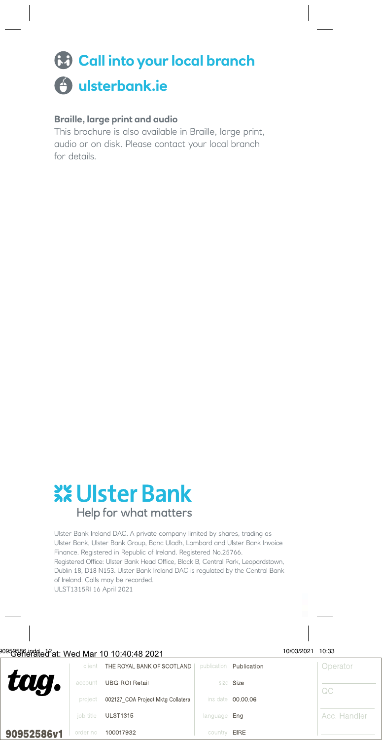## Call into your local branch

## ulsterbank.ie

**Braille, large print and audio**

This brochure is also available in Braille, large print, audio or on disk. Please contact your local branch for details.

**Ulster Bank**

Help for what matters

Ulster Bank Ireland DAC. A private company limited by shares, trading as Ulster Bank, Ulster Bank Group, Banc Uladh, Lombard and Ulster Bank Invoice Finance. Registered in Republic of Ireland. Registered No.25766. Registered Office: Ulster Bank Head Office, Block B, Central Park, Leopardstown, Dublin 18, D18 N153. Ulster Bank Ireland DAC is regulated by the Central Bank of Ireland. Calls may be recorded.
ULST1315RI 16 April 2021